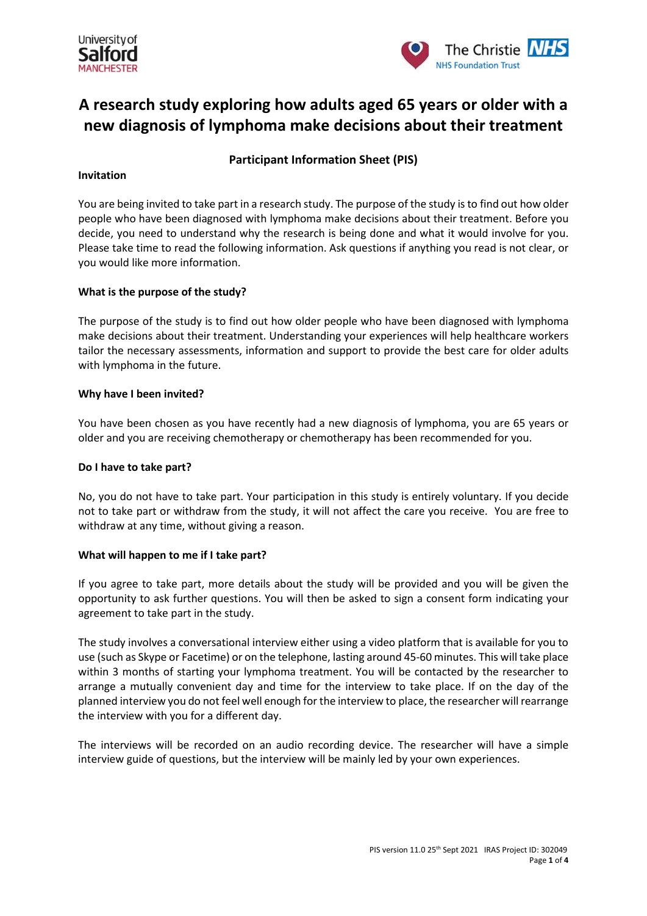# A research study exploring how adults aged 65 years or older with a new diagnosis of lymphoma make decisions about their treatment

## Participant Information Sheet (PIS)

**Invitation**

You are being invited to take part in a research study. The purpose of the study is to find out how older people who have been diagnosed with lymphoma make decisions about their treatment. Before you decide, you need to understand why the research is being done and what it would involve for you. Please take time to read the following information. Ask questions if anything you read is not clear, or you would like more information.

**What is the purpose of the study?**

The purpose of the study is to find out how older people who have been diagnosed with lymphoma make decisions about their treatment. Understanding your experiences will help healthcare workers tailor the necessary assessments, information and support to provide the best care for older adults with lymphoma in the future.

**Why have I been invited?**

You have been chosen as you have recently had a new diagnosis of lymphoma, you are 65 years or older and you are receiving chemotherapy or chemotherapy has been recommended for you.

**Do I have to take part?**

No, you do not have to take part. Your participation in this study is entirely voluntary. If you decide not to take part or withdraw from the study, it will not affect the care you receive. You are free to withdraw at any time, without giving a reason.

**What will happen to me if I take part?**

If you agree to take part, more details about the study will be provided and you will be given the opportunity to ask further questions. You will then be asked to sign a consent form indicating your agreement to take part in the study.

The study involves a conversational interview either using a video platform that is available for you to use (such as Skype or Facetime) or on the telephone, lasting around 45-60 minutes. This will take place within 3 months of starting your lymphoma treatment. You will be contacted by the researcher to arrange a mutually convenient day and time for the interview to take place. If on the day of the planned interview you do not feel well enough for the interview to place, the researcher will rearrange the interview with you for a different day.

The interviews will be recorded on an audio recording device. The researcher will have a simple interview guide of questions, but the interview will be mainly led by your own experiences.

PIS version 11.0 25th Sept 2021 IRAS Project ID: 302049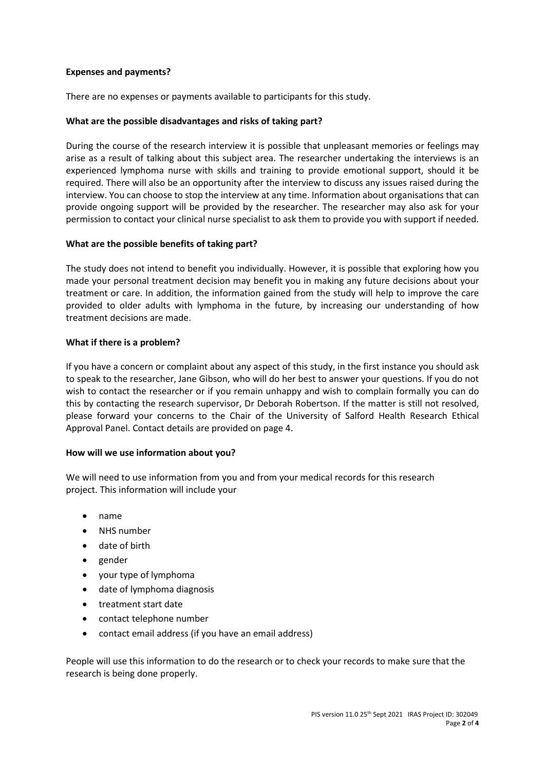**Expenses and payments?**

There are no expenses or payments available to participants for this study.

**What are the possible disadvantages and risks of taking part?**

During the course of the research interview it is possible that unpleasant memories or feelings may arise as a result of talking about this subject area. The researcher undertaking the interviews is an experienced lymphoma nurse with skills and training to provide emotional support, should it be required. There will also be an opportunity after the interview to discuss any issues raised during the interview. You can choose to stop the interview at any time. Information about organisations that can provide ongoing support will be provided by the researcher. The researcher may also ask for your permission to contact your clinical nurse specialist to ask them to provide you with support if needed.

**What are the possible benefits of taking part?**

The study does not intend to benefit you individually. However, it is possible that exploring how you made your personal treatment decision may benefit you in making any future decisions about your treatment or care. In addition, the information gained from the study will help to improve the care provided to older adults with lymphoma in the future, by increasing our understanding of how treatment decisions are made.

**What if there is a problem?**

If you have a concern or complaint about any aspect of this study, in the first instance you should ask to speak to the researcher, Jane Gibson, who will do her best to answer your questions. If you do not wish to contact the researcher or if you remain unhappy and wish to complain formally you can do this by contacting the research supervisor, Dr Deborah Robertson. If the matter is still not resolved, please forward your concerns to the Chair of the University of Salford Health Research Ethical Approval Panel. Contact details are provided on page 4.

**How will we use information about you?**

We will need to use information from you and from your medical records for this research project. This information will include your

- name
- NHS number
- date of birth
- gender
- your type of lymphoma
- date of lymphoma diagnosis
- treatment start date
- contact telephone number
- contact email address (if you have an email address)

People will use this information to do the research or to check your records to make sure that the research is being done properly.

PIS version 11.0 25th Sept 2021 IRAS Project ID: 302049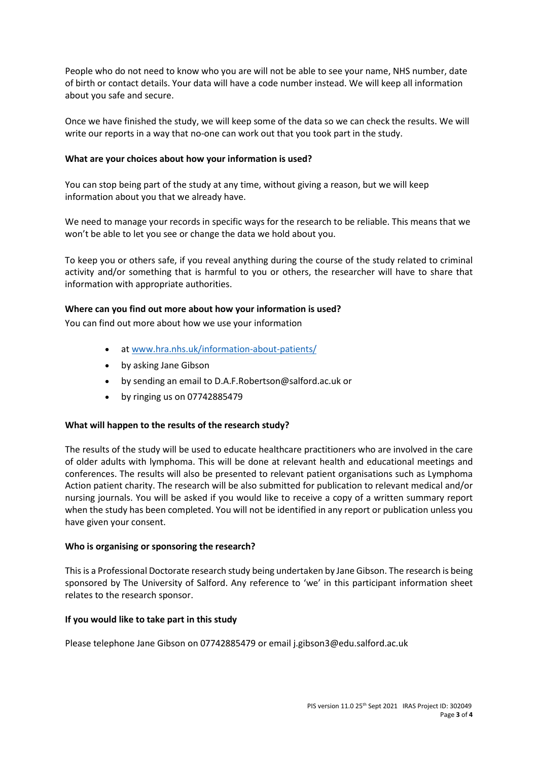People who do not need to know who you are will not be able to see your name, NHS number, date of birth or contact details. Your data will have a code number instead. We will keep all information about you safe and secure.

Once we have finished the study, we will keep some of the data so we can check the results. We will write our reports in a way that no-one can work out that you took part in the study.

**What are your choices about how your information is used?**

You can stop being part of the study at any time, without giving a reason, but we will keep information about you that we already have.

We need to manage your records in specific ways for the research to be reliable. This means that we won't be able to let you see or change the data we hold about you.

To keep you or others safe, if you reveal anything during the course of the study related to criminal activity and/or something that is harmful to you or others, the researcher will have to share that information with appropriate authorities.

**Where can you find out more about how your information is used?**

You can find out more about how we use your information

- at www.hra.nhs.uk/information-about-patients/
- by asking Jane Gibson
- by sending an email to D.A.F.Robertson@salford.ac.uk or
- by ringing us on 07742885479

**What will happen to the results of the research study?**

The results of the study will be used to educate healthcare practitioners who are involved in the care of older adults with lymphoma. This will be done at relevant health and educational meetings and conferences. The results will also be presented to relevant patient organisations such as Lymphoma Action patient charity. The research will be also submitted for publication to relevant medical and/or nursing journals. You will be asked if you would like to receive a copy of a written summary report when the study has been completed. You will not be identified in any report or publication unless you have given your consent.

**Who is organising or sponsoring the research?**

This is a Professional Doctorate research study being undertaken by Jane Gibson. The research is being sponsored by The University of Salford. Any reference to 'we' in this participant information sheet relates to the research sponsor.

**If you would like to take part in this study**

Please telephone Jane Gibson on 07742885479 or email j.gibson3@edu.salford.ac.uk

PIS version 11.0 25th Sept 2021 IRAS Project ID: 302049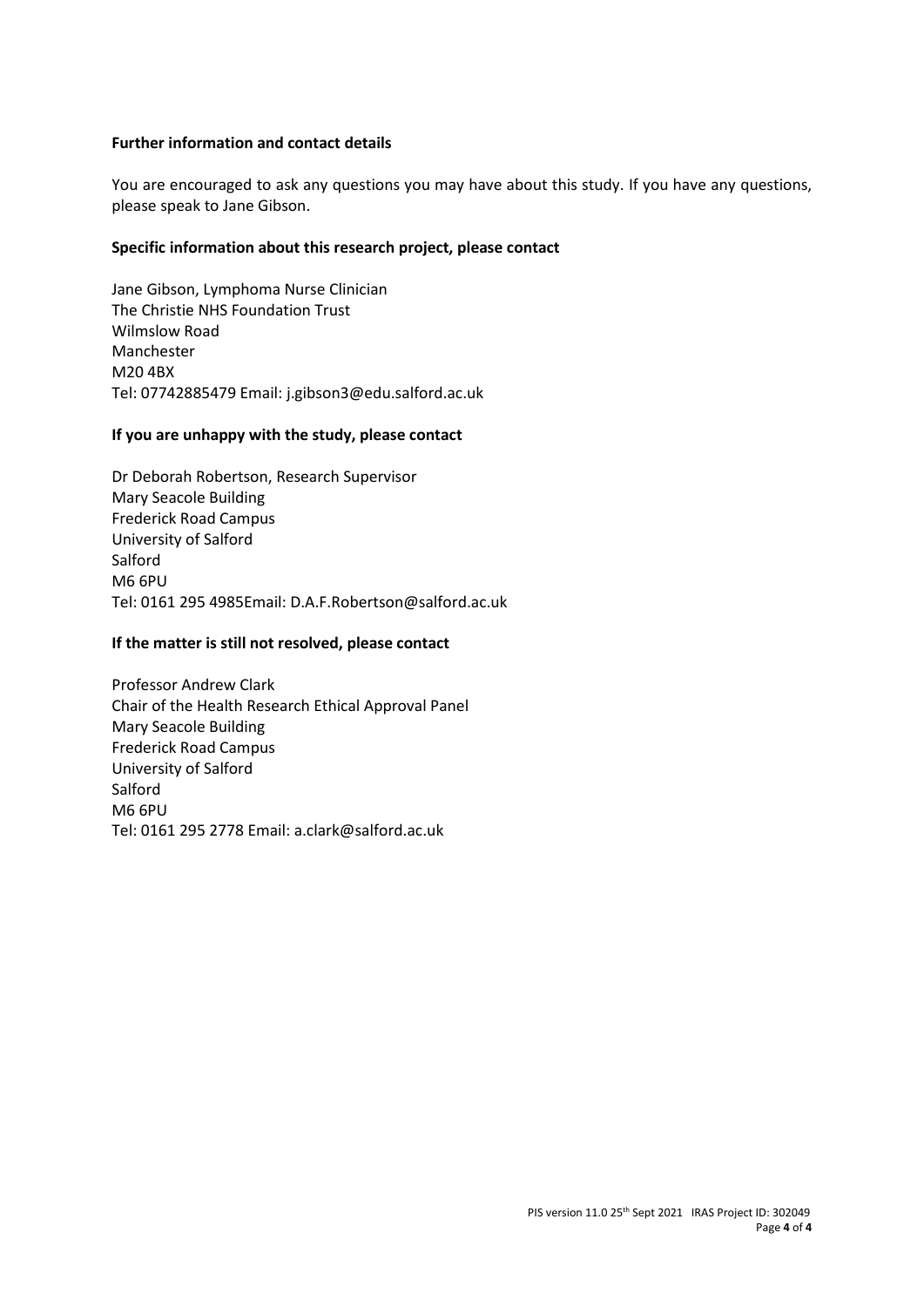**Further information and contact details**

You are encouraged to ask any questions you may have about this study. If you have any questions, please speak to Jane Gibson.

**Specific information about this research project, please contact**

Jane Gibson, Lymphoma Nurse Clinician
The Christie NHS Foundation Trust
Wilmslow Road
Manchester
M20 4BX
Tel: 07742885479 Email: j.gibson3@edu.salford.ac.uk

**If you are unhappy with the study, please contact**

Dr Deborah Robertson, Research Supervisor
Mary Seacole Building
Frederick Road Campus
University of Salford
Salford
M6 6PU
Tel: 0161 295 4985Email: D.A.F.Robertson@salford.ac.uk

**If the matter is still not resolved, please contact**

Professor Andrew Clark
Chair of the Health Research Ethical Approval Panel
Mary Seacole Building
Frederick Road Campus
University of Salford
Salford
M6 6PU
Tel: 0161 295 2778 Email: a.clark@salford.ac.uk